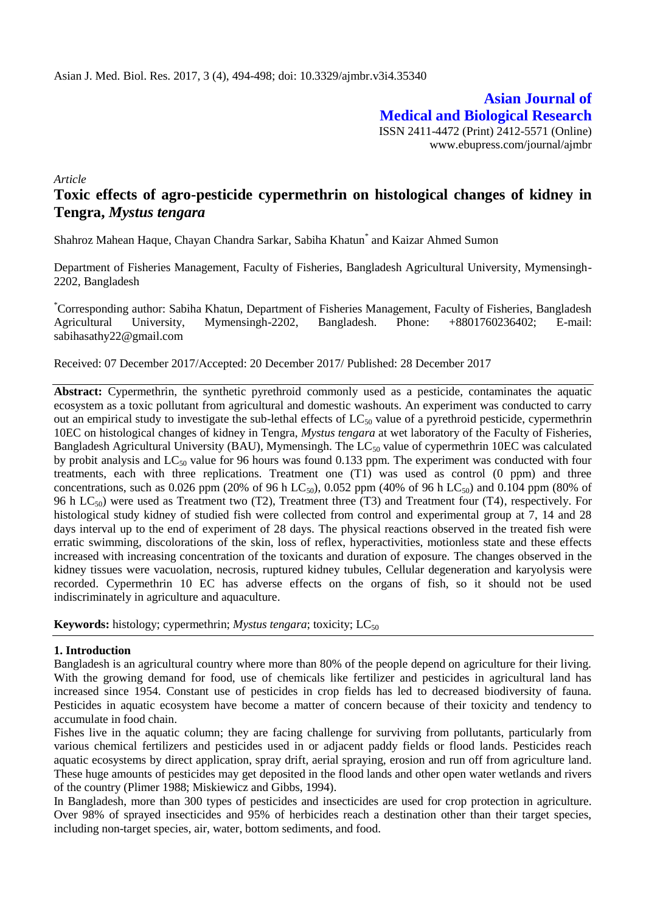Asian J. Med. Biol. Res. 2017, 3 (4), 494-498; doi: 10.3329/ajmbr.v3i4.35340

**Asian Journal of Medical and Biological Research**

ISSN 2411-4472 (Print) 2412-5571 (Online)
www.ebupress.com/journal/ajmbr

*Article*

# Toxic effects of agro-pesticide cypermethrin on histological changes of kidney in Tengra, *Mystus tengara*

Shahroz Mahean Haque, Chayan Chandra Sarkar, Sabiha Khatun* and Kaizar Ahmed Sumon

Department of Fisheries Management, Faculty of Fisheries, Bangladesh Agricultural University, Mymensingh-2202, Bangladesh

*Corresponding author: Sabiha Khatun, Department of Fisheries Management, Faculty of Fisheries, Bangladesh Agricultural University, Mymensingh-2202, Bangladesh. Phone: +8801760236402; E-mail: sabihasathy22@gmail.com

Received: 07 December 2017/Accepted: 20 December 2017/ Published: 28 December 2017

**Abstract:** Cypermethrin, the synthetic pyrethroid commonly used as a pesticide, contaminates the aquatic ecosystem as a toxic pollutant from agricultural and domestic washouts. An experiment was conducted to carry out an empirical study to investigate the sub-lethal effects of $LC_{50}$ value of a pyrethroid pesticide, cypermethrin 10EC on histological changes of kidney in Tengra, *Mystus tengara* at wet laboratory of the Faculty of Fisheries, Bangladesh Agricultural University (BAU), Mymensingh. The $LC_{50}$ value of cypermethrin 10EC was calculated by probit analysis and $LC_{50}$ value for 96 hours was found 0.133 ppm. The experiment was conducted with four treatments, each with three replications. Treatment one (T1) was used as control (0 ppm) and three concentrations, such as 0.026 ppm (20% of 96 h $LC_{50}$), 0.052 ppm (40% of 96 h $LC_{50}$) and 0.104 ppm (80% of 96 h $LC_{50}$) were used as Treatment two (T2), Treatment three (T3) and Treatment four (T4), respectively. For histological study kidney of studied fish were collected from control and experimental group at 7, 14 and 28 days interval up to the end of experiment of 28 days. The physical reactions observed in the treated fish were erratic swimming, discolorations of the skin, loss of reflex, hyperactivities, motionless state and these effects increased with increasing concentration of the toxicants and duration of exposure. The changes observed in the kidney tissues were vacuolation, necrosis, ruptured kidney tubules, Cellular degeneration and karyolysis were recorded. Cypermethrin 10 EC has adverse effects on the organs of fish, so it should not be used indiscriminately in agriculture and aquaculture.

**Keywords:** histology; cypermethrin; *Mystus tengara*; toxicity; $LC_{50}$

## 1. Introduction

Bangladesh is an agricultural country where more than 80% of the people depend on agriculture for their living. With the growing demand for food, use of chemicals like fertilizer and pesticides in agricultural land has increased since 1954. Constant use of pesticides in crop fields has led to decreased biodiversity of fauna. Pesticides in aquatic ecosystem have become a matter of concern because of their toxicity and tendency to accumulate in food chain.

Fishes live in the aquatic column; they are facing challenge for surviving from pollutants, particularly from various chemical fertilizers and pesticides used in or adjacent paddy fields or flood lands. Pesticides reach aquatic ecosystems by direct application, spray drift, aerial spraying, erosion and run off from agriculture land. These huge amounts of pesticides may get deposited in the flood lands and other open water wetlands and rivers of the country (Plimer 1988; Miskiewicz and Gibbs, 1994).

In Bangladesh, more than 300 types of pesticides and insecticides are used for crop protection in agriculture. Over 98% of sprayed insecticides and 95% of herbicides reach a destination other than their target species, including non-target species, air, water, bottom sediments, and food.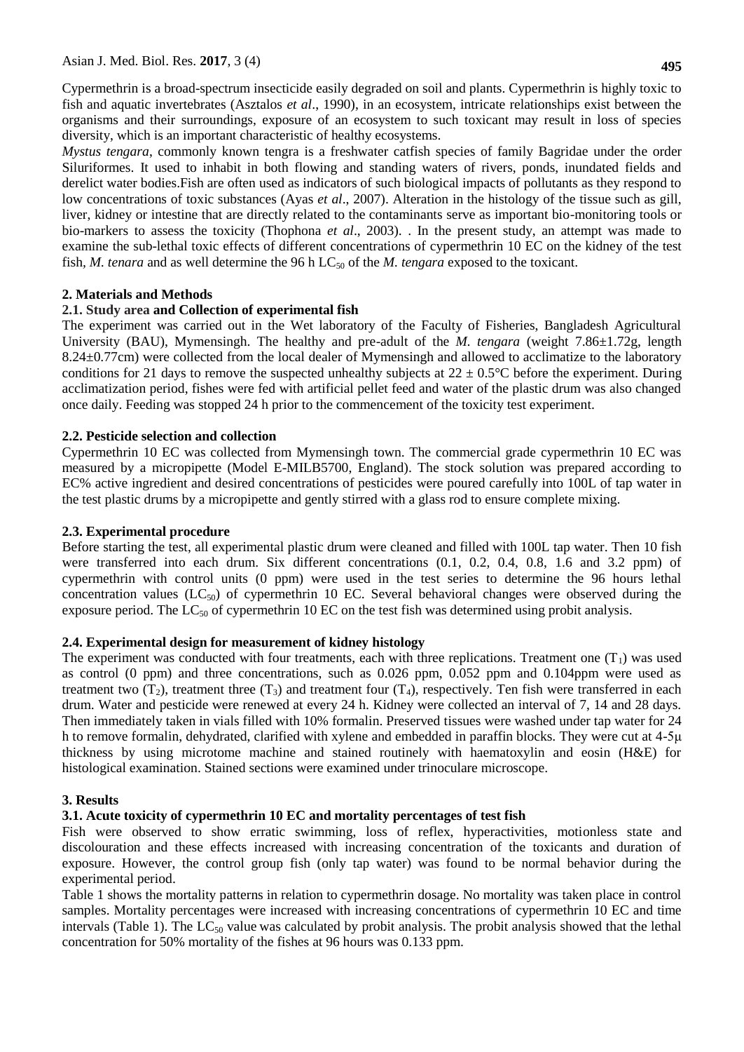Cypermethrin is a broad-spectrum insecticide easily degraded on soil and plants. Cypermethrin is highly toxic to fish and aquatic invertebrates (Asztalos *et al*., 1990), in an ecosystem, intricate relationships exist between the organisms and their surroundings, exposure of an ecosystem to such toxicant may result in loss of species diversity, which is an important characteristic of healthy ecosystems.

*Mystus tengara*, commonly known tengra is a freshwater catfish species of family Bagridae under the order Siluriformes. It used to inhabit in both flowing and standing waters of rivers, ponds, inundated fields and derelict water bodies.Fish are often used as indicators of such biological impacts of pollutants as they respond to low concentrations of toxic substances (Ayas *et al*., 2007). Alteration in the histology of the tissue such as gill, liver, kidney or intestine that are directly related to the contaminants serve as important bio-monitoring tools or bio-markers to assess the toxicity (Thophona *et al*., 2003). . In the present study, an attempt was made to examine the sub-lethal toxic effects of different concentrations of cypermethrin 10 EC on the kidney of the test fish, *M. tenara* and as well determine the 96 h $LC_{50}$ of the *M. tengara* exposed to the toxicant.

## 2. Materials and Methods

### 2.1. Study area and Collection of experimental fish

The experiment was carried out in the Wet laboratory of the Faculty of Fisheries, Bangladesh Agricultural University (BAU), Mymensingh. The healthy and pre-adult of the *M. tengara* (weight 7.86±1.72g, length 8.24±0.77cm) were collected from the local dealer of Mymensingh and allowed to acclimatize to the laboratory conditions for 21 days to remove the suspected unhealthy subjects at 22 ± 0.5°C before the experiment. During acclimatization period, fishes were fed with artificial pellet feed and water of the plastic drum was also changed once daily. Feeding was stopped 24 h prior to the commencement of the toxicity test experiment.

### 2.2. Pesticide selection and collection

Cypermethrin 10 EC was collected from Mymensingh town. The commercial grade cypermethrin 10 EC was measured by a micropipette (Model E-MILB5700, England). The stock solution was prepared according to EC% active ingredient and desired concentrations of pesticides were poured carefully into 100L of tap water in the test plastic drums by a micropipette and gently stirred with a glass rod to ensure complete mixing.

### 2.3. Experimental procedure

Before starting the test, all experimental plastic drum were cleaned and filled with 100L tap water. Then 10 fish were transferred into each drum. Six different concentrations (0.1, 0.2, 0.4, 0.8, 1.6 and 3.2 ppm) of cypermethrin with control units (0 ppm) were used in the test series to determine the 96 hours lethal concentration values ($LC_{50}$) of cypermethrin 10 EC. Several behavioral changes were observed during the exposure period. The $LC_{50}$ of cypermethrin 10 EC on the test fish was determined using probit analysis.

### 2.4. Experimental design for measurement of kidney histology

The experiment was conducted with four treatments, each with three replications. Treatment one ($T_1$) was used as control (0 ppm) and three concentrations, such as 0.026 ppm, 0.052 ppm and 0.104ppm were used as treatment two ($T_2$), treatment three ($T_3$) and treatment four ($T_4$), respectively. Ten fish were transferred in each drum. Water and pesticide were renewed at every 24 h. Kidney were collected an interval of 7, 14 and 28 days. Then immediately taken in vials filled with 10% formalin. Preserved tissues were washed under tap water for 24 h to remove formalin, dehydrated, clarified with xylene and embedded in paraffin blocks. They were cut at 4-5μ thickness by using microtome machine and stained routinely with haematoxylin and eosin (H&E) for histological examination. Stained sections were examined under trinoculare microscope.

## 3. Results

### 3.1. Acute toxicity of cypermethrin 10 EC and mortality percentages of test fish

Fish were observed to show erratic swimming, loss of reflex, hyperactivities, motionless state and discolouration and these effects increased with increasing concentration of the toxicants and duration of exposure. However, the control group fish (only tap water) was found to be normal behavior during the experimental period.

Table 1 shows the mortality patterns in relation to cypermethrin dosage. No mortality was taken place in control samples. Mortality percentages were increased with increasing concentrations of cypermethrin 10 EC and time intervals (Table 1). The $LC_{50}$ value was calculated by probit analysis. The probit analysis showed that the lethal concentration for 50% mortality of the fishes at 96 hours was 0.133 ppm.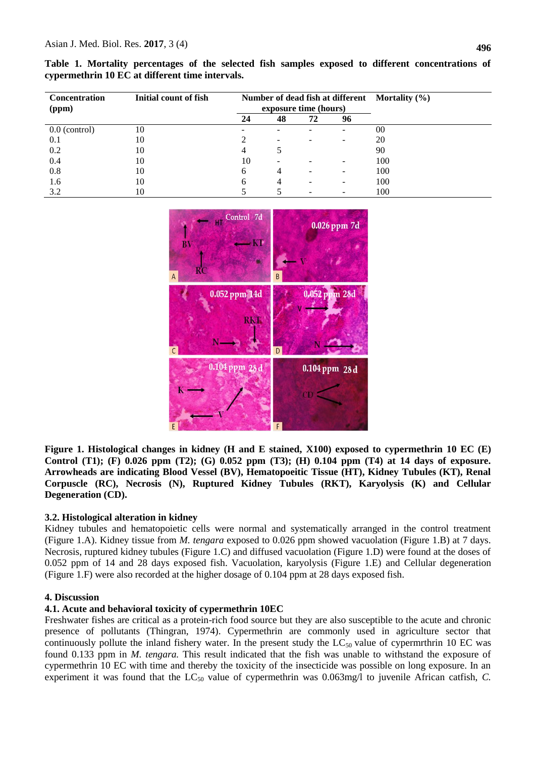**Table 1. Mortality percentages of the selected fish samples exposed to different concentrations of cypermethrin 10 EC at different time intervals.**

| Concentration (ppm) | Initial count of fish | Number of dead fish at different exposure time (hours) | | | | Mortality (%) |
|---|---|---|---|---|---|---|
| | | 24 | 48 | 72 | 96 | |
| 0.0 (control) | 10 | - | - | - | - | 00 |
| 0.1 | 10 | 2 | - | - | - | 20 |
| 0.2 | 10 | 4 | 5 | | | 90 |
| 0.4 | 10 | 10 | - | - | - | 100 |
| 0.8 | 10 | 6 | 4 | - | - | 100 |
| 1.6 | 10 | 6 | 4 | - | - | 100 |
| 3.2 | 10 | 5 | 5 | - | - | 100 |

**Figure 1. Histological changes in kidney (H and E stained, X100) exposed to cypermethrin 10 EC (E) Control (T1); (F) 0.026 ppm (T2); (G) 0.052 ppm (T3); (H) 0.104 ppm (T4) at 14 days of exposure. Arrowheads are indicating Blood Vessel (BV), Hematopoeitic Tissue (HT), Kidney Tubules (KT), Renal Corpuscle (RC), Necrosis (N), Ruptured Kidney Tubules (RKT), Karyolysis (K) and Cellular Degeneration (CD).**

### 3.2. Histological alteration in kidney

Kidney tubules and hematopoietic cells were normal and systematically arranged in the control treatment (Figure 1.A). Kidney tissue from *M. tengara* exposed to 0.026 ppm showed vacuolation (Figure 1.B) at 7 days. Necrosis, ruptured kidney tubules (Figure 1.C) and diffused vacuolation (Figure 1.D) were found at the doses of 0.052 ppm of 14 and 28 days exposed fish. Vacuolation, karyolysis (Figure 1.E) and Cellular degeneration (Figure 1.F) were also recorded at the higher dosage of 0.104 ppm at 28 days exposed fish.

## 4. Discussion

### 4.1. Acute and behavioral toxicity of cypermethrin 10EC

Freshwater fishes are critical as a protein-rich food source but they are also susceptible to the acute and chronic presence of pollutants (Thingran, 1974). Cypermethrin are commonly used in agriculture sector that continuously pollute the inland fishery water. In the present study the $LC_{50}$ value of cypermrthrin 10 EC was found 0.133 ppm in *M. tengara.* This result indicated that the fish was unable to withstand the exposure of cypermethrin 10 EC with time and thereby the toxicity of the insecticide was possible on long exposure. In an experiment it was found that the $LC_{50}$ value of cypermethrin was 0.063mg/l to juvenile African catfish, *C.*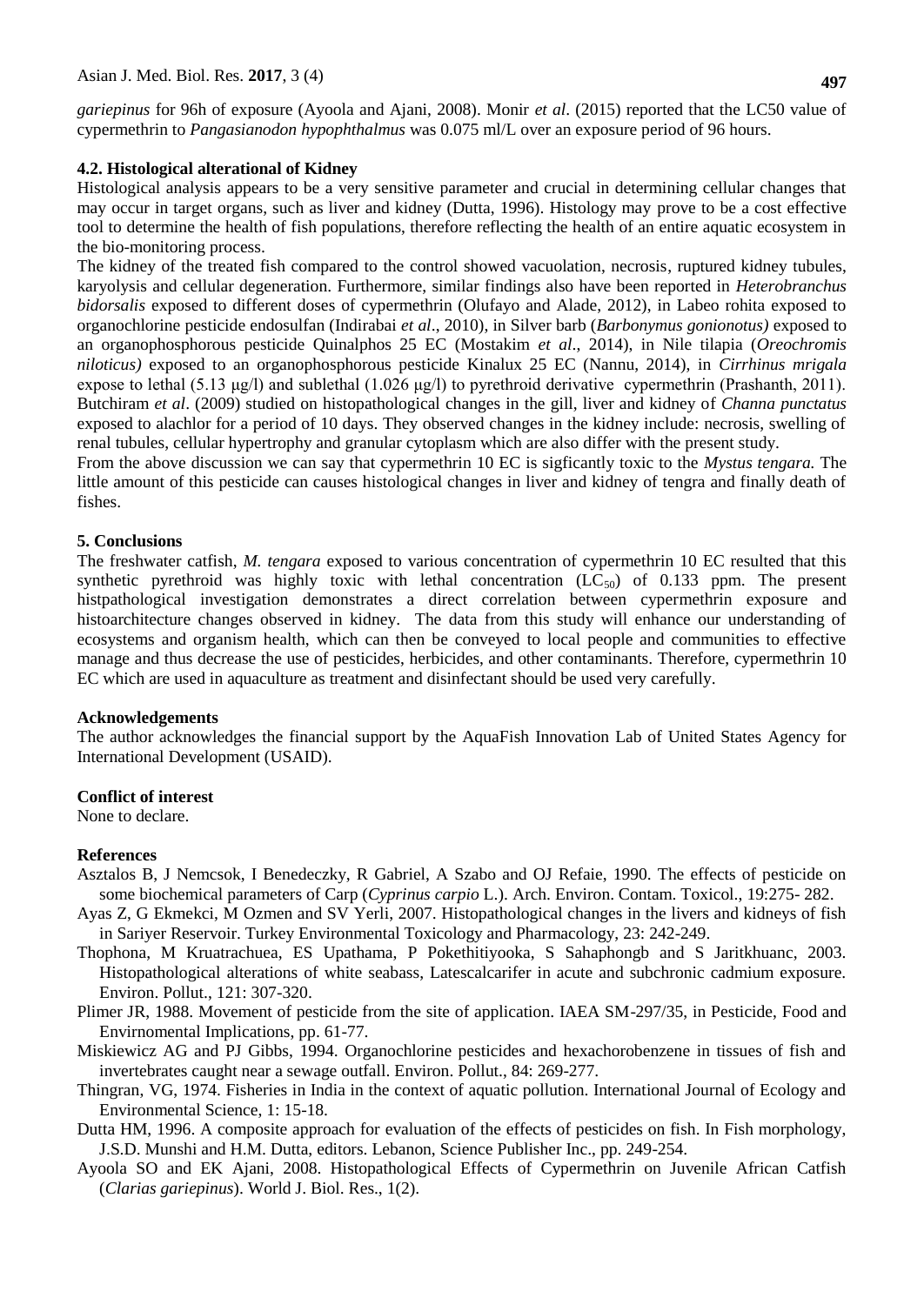*gariepinus* for 96h of exposure (Ayoola and Ajani, 2008). Monir *et al*. (2015) reported that the LC50 value of cypermethrin to *Pangasianodon hypophthalmus* was 0.075 ml/L over an exposure period of 96 hours.

### 4.2. Histological alterational of Kidney

Histological analysis appears to be a very sensitive parameter and crucial in determining cellular changes that may occur in target organs, such as liver and kidney (Dutta, 1996). Histology may prove to be a cost effective tool to determine the health of fish populations, therefore reflecting the health of an entire aquatic ecosystem in the bio-monitoring process.

The kidney of the treated fish compared to the control showed vacuolation, necrosis, ruptured kidney tubules, karyolysis and cellular degeneration. Furthermore, similar findings also have been reported in *Heterobranchus bidorsalis* exposed to different doses of cypermethrin (Olufayo and Alade, 2012), in Labeo rohita exposed to organochlorine pesticide endosulfan (Indirabai *et al*., 2010), in Silver barb (*Barbonymus gonionotus)* exposed to an organophosphorous pesticide Quinalphos 25 EC (Mostakim *et al*., 2014), in Nile tilapia (*Oreochromis niloticus)* exposed to an organophosphorous pesticide Kinalux 25 EC (Nannu, 2014), in *Cirrhinus mrigala* expose to lethal (5.13 μg/l) and sublethal (1.026 μg/l) to pyrethroid derivative cypermethrin (Prashanth, 2011). Butchiram *et al*. (2009) studied on histopathological changes in the gill, liver and kidney of *Channa punctatus* exposed to alachlor for a period of 10 days. They observed changes in the kidney include: necrosis, swelling of renal tubules, cellular hypertrophy and granular cytoplasm which are also differ with the present study.

From the above discussion we can say that cypermethrin 10 EC is sigficantly toxic to the *Mystus tengara.* The little amount of this pesticide can causes histological changes in liver and kidney of tengra and finally death of fishes.

## 5. Conclusions

The freshwater catfish, *M. tengara* exposed to various concentration of cypermethrin 10 EC resulted that this synthetic pyrethroid was highly toxic with lethal concentration ($LC_{50}$) of 0.133 ppm. The present histpathological investigation demonstrates a direct correlation between cypermethrin exposure and histoarchitecture changes observed in kidney. The data from this study will enhance our understanding of ecosystems and organism health, which can then be conveyed to local people and communities to effective manage and thus decrease the use of pesticides, herbicides, and other contaminants. Therefore, cypermethrin 10 EC which are used in aquaculture as treatment and disinfectant should be used very carefully.

## Acknowledgements

The author acknowledges the financial support by the AquaFish Innovation Lab of United States Agency for International Development (USAID).

## Conflict of interest

None to declare.

## References

Asztalos B, J Nemcsok, I Benedeczky, R Gabriel, A Szabo and OJ Refaie, 1990. The effects of pesticide on some biochemical parameters of Carp (*Cyprinus carpio* L.). Arch. Environ. Contam. Toxicol., 19:275- 282.

Ayas Z, G Ekmekci, M Ozmen and SV Yerli, 2007. Histopathological changes in the livers and kidneys of fish in Sariyer Reservoir. Turkey Environmental Toxicology and Pharmacology, 23: 242-249.

Thophona, M Kruatrachuea, ES Upathama, P Pokethitiyooka, S Sahaphongb and S Jaritkhuanc, 2003. Histopathological alterations of white seabass, Latescalcarifer in acute and subchronic cadmium exposure. Environ. Pollut., 121: 307-320.

Plimer JR, 1988. Movement of pesticide from the site of application. IAEA SM-297/35, in Pesticide, Food and Envirnomental Implications, pp. 61-77.

Miskiewicz AG and PJ Gibbs, 1994. Organochlorine pesticides and hexachorobenzene in tissues of fish and invertebrates caught near a sewage outfall. Environ. Pollut., 84: 269-277.

Thingran, VG, 1974. Fisheries in India in the context of aquatic pollution. International Journal of Ecology and Environmental Science, 1: 15-18.

Dutta HM, 1996. A composite approach for evaluation of the effects of pesticides on fish. In Fish morphology, J.S.D. Munshi and H.M. Dutta, editors. Lebanon, Science Publisher Inc., pp. 249-254.

Ayoola SO and EK Ajani, 2008. Histopathological Effects of Cypermethrin on Juvenile African Catfish (*Clarias gariepinus*). World J. Biol. Res., 1(2).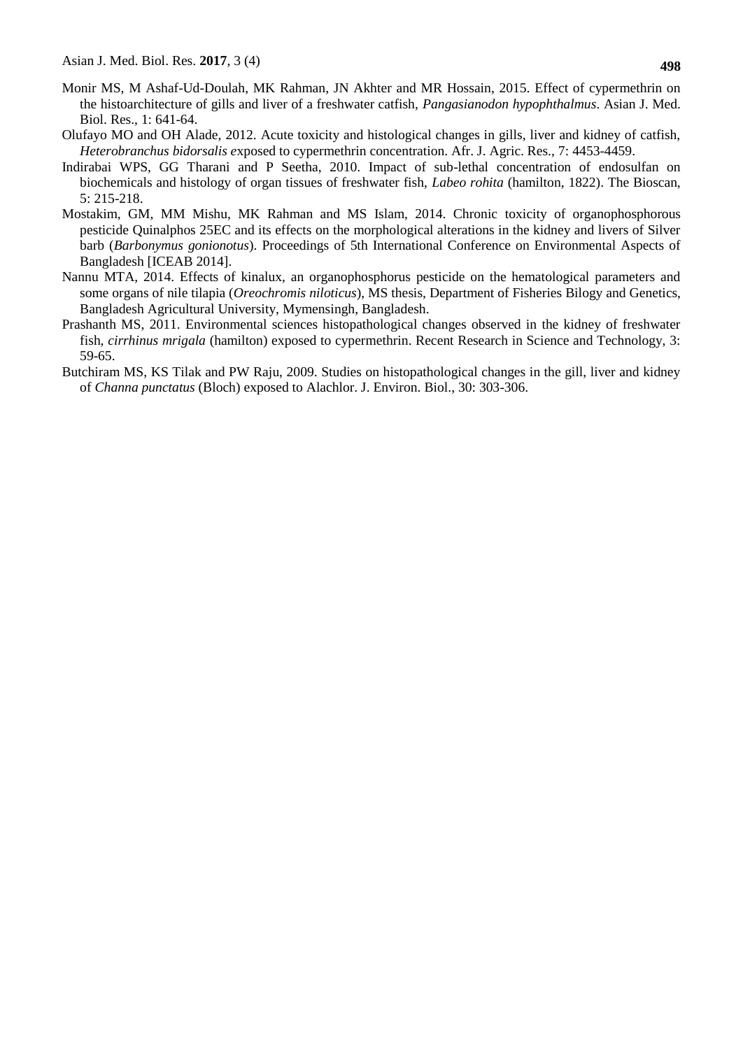Monir MS, M Ashaf-Ud-Doulah, MK Rahman, JN Akhter and MR Hossain, 2015. Effect of cypermethrin on the histoarchitecture of gills and liver of a freshwater catfish, *Pangasianodon hypophthalmus*. Asian J. Med. Biol. Res., 1: 641-64.

Olufayo MO and OH Alade, 2012. Acute toxicity and histological changes in gills, liver and kidney of catfish, *Heterobranchus bidorsalis e*xposed to cypermethrin concentration. Afr. J. Agric. Res., 7: 4453-4459.

Indirabai WPS, GG Tharani and P Seetha, 2010. Impact of sub-lethal concentration of endosulfan on biochemicals and histology of organ tissues of freshwater fish, *Labeo rohita* (hamilton, 1822). The Bioscan, 5: 215-218.

Mostakim, GM, MM Mishu, MK Rahman and MS Islam, 2014. Chronic toxicity of organophosphorous pesticide Quinalphos 25EC and its effects on the morphological alterations in the kidney and livers of Silver barb (*Barbonymus gonionotus*). Proceedings of 5th International Conference on Environmental Aspects of Bangladesh [ICEAB 2014].

Nannu MTA, 2014. Effects of kinalux, an organophosphorus pesticide on the hematological parameters and some organs of nile tilapia (*Oreochromis niloticus*), MS thesis, Department of Fisheries Bilogy and Genetics, Bangladesh Agricultural University, Mymensingh, Bangladesh.

Prashanth MS, 2011. Environmental sciences histopathological changes observed in the kidney of freshwater fish, *cirrhinus mrigala* (hamilton) exposed to cypermethrin. Recent Research in Science and Technology, 3: 59-65.

Butchiram MS, KS Tilak and PW Raju, 2009. Studies on histopathological changes in the gill, liver and kidney of *Channa punctatus* (Bloch) exposed to Alachlor. J. Environ. Biol., 30: 303-306.